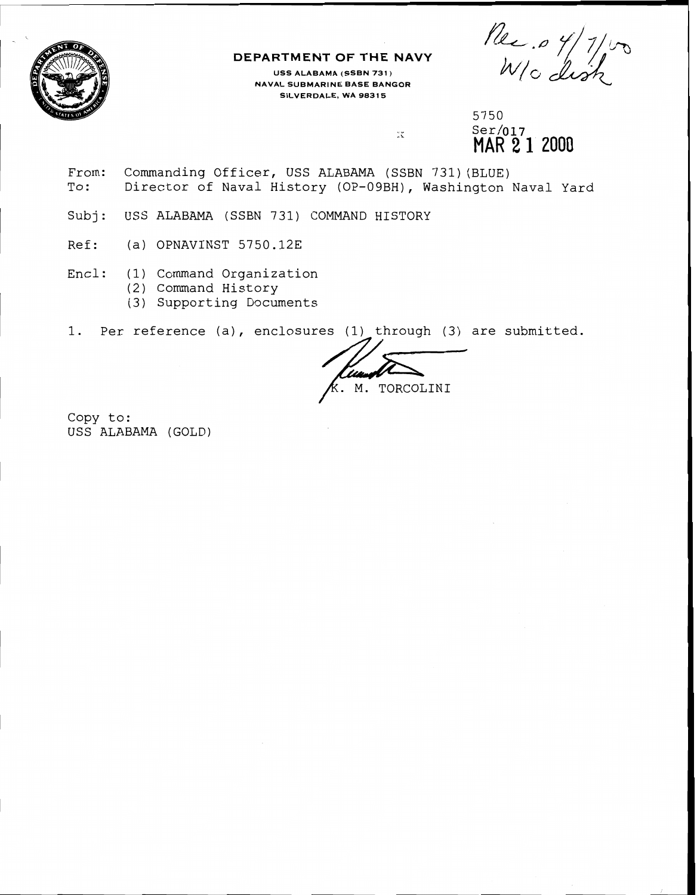**DEPARTMENT OF THE NAVY**

USS ALABAMA (SSBN 731)
NAVAL SUBMARINE BASE BANGOR
SILVERDALE, WA 98315

Rec. 4/7/00
W/o disk

5750
Ser/017
MAR 21 2000

From: Commanding Officer, USS ALABAMA (SSBN 731)(BLUE)
To: Director of Naval History (OP-09BH), Washington Naval Yard

Subj: USS ALABAMA (SSBN 731) COMMAND HISTORY

Ref: (a) OPNAVINST 5750.12E

Encl: (1) Command Organization
(2) Command History
(3) Supporting Documents

1. Per reference (a), enclosures (1) through (3) are submitted.

K. M. TORCOLINI

Copy to:
USS ALABAMA (GOLD)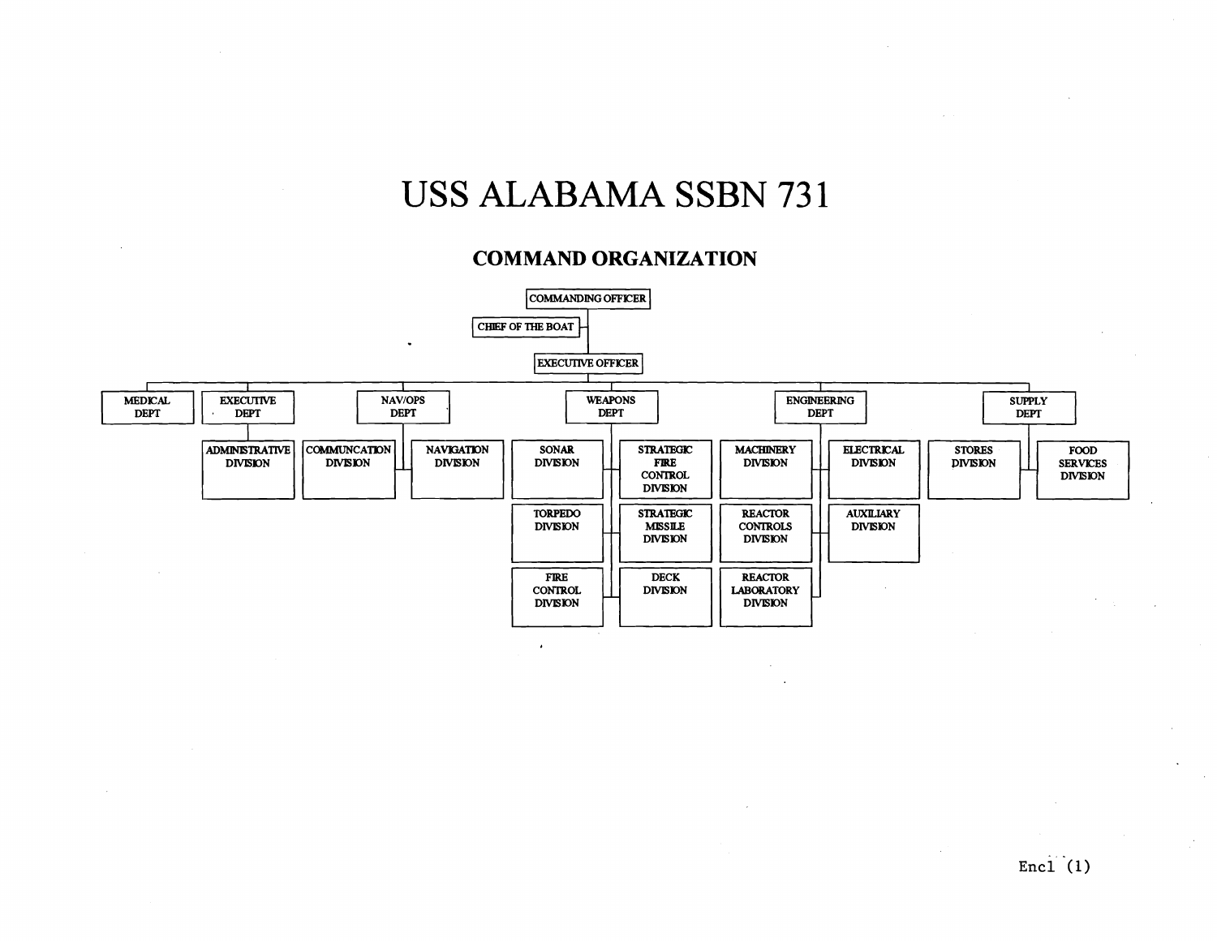# USS ALABAMA SSBN 731

## COMMAND ORGANIZATION

- COMMANDING OFFICER
  - CHIEF OF THE BOAT
  - EXECUTIVE OFFICER
    - MEDICAL DEPT
    - EXECUTIVE DEPT
      - ADMINISTRATIVE DIVISION
    - NAV/OPS DEPT
      - COMMUNCATION DIVISION
      - NAVIGATION DIVISION
    - WEAPONS DEPT
      - SONAR DIVISION
      - STRATEGIC FIRE CONTROL DIVISION
      - TORPEDO DIVISION
      - STRATEGIC MISSILE DIVISION
      - FIRE CONTROL DIVISION
      - DECK DIVISION
    - ENGINEERING DEPT
      - MACHINERY DIVISION
      - ELECTRICAL DIVISION
      - REACTOR CONTROLS DIVISION
      - AUXILIARY DIVISION
      - REACTOR LABORATORY DIVISION
    - SUPPLY DEPT
      - STORES DIVISION
      - FOOD SERVICES DIVISION

Encl (1)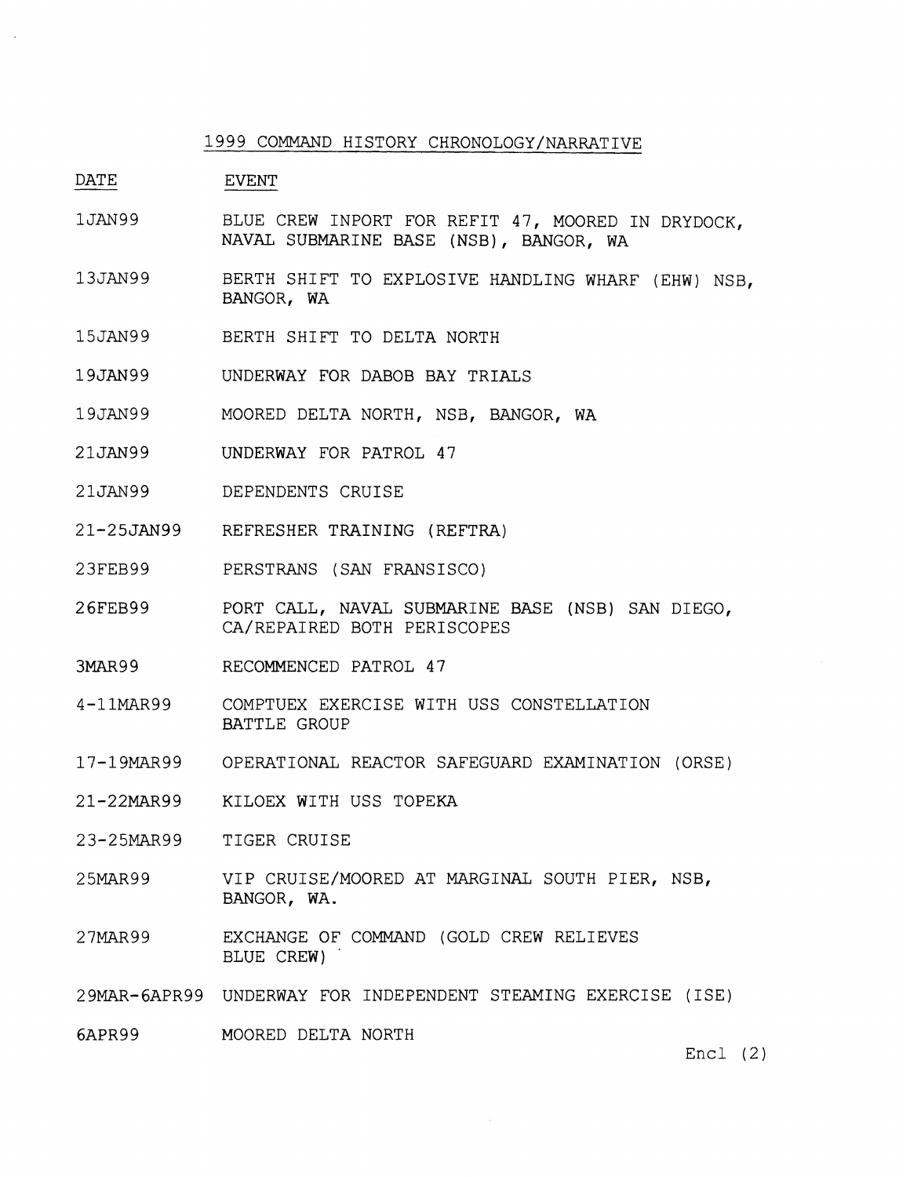# 1999 COMMAND HISTORY CHRONOLOGY/NARRATIVE

| DATE | EVENT |
|---|---|
| 1JAN99 | BLUE CREW INPORT FOR REFIT 47, MOORED IN DRYDOCK, NAVAL SUBMARINE BASE (NSB), BANGOR, WA |
| 13JAN99 | BERTH SHIFT TO EXPLOSIVE HANDLING WHARF (EHW) NSB, BANGOR, WA |
| 15JAN99 | BERTH SHIFT TO DELTA NORTH |
| 19JAN99 | UNDERWAY FOR DABOB BAY TRIALS |
| 19JAN99 | MOORED DELTA NORTH, NSB, BANGOR, WA |
| 21JAN99 | UNDERWAY FOR PATROL 47 |
| 21JAN99 | DEPENDENTS CRUISE |
| 21-25JAN99 | REFRESHER TRAINING (REFTRA) |
| 23FEB99 | PERSTRANS (SAN FRANSISCO) |
| 26FEB99 | PORT CALL, NAVAL SUBMARINE BASE (NSB) SAN DIEGO, CA/REPAIRED BOTH PERISCOPES |
| 3MAR99 | RECOMMENCED PATROL 47 |
| 4-11MAR99 | COMPTUEX EXERCISE WITH USS CONSTELLATION BATTLE GROUP |
| 17-19MAR99 | OPERATIONAL REACTOR SAFEGUARD EXAMINATION (ORSE) |
| 21-22MAR99 | KILOEX WITH USS TOPEKA |
| 23-25MAR99 | TIGER CRUISE |
| 25MAR99 | VIP CRUISE/MOORED AT MARGINAL SOUTH PIER, NSB, BANGOR, WA. |
| 27MAR99 | EXCHANGE OF COMMAND (GOLD CREW RELIEVES BLUE CREW) |
| 29MAR-6APR99 | UNDERWAY FOR INDEPENDENT STEAMING EXERCISE (ISE) |
| 6APR99 | MOORED DELTA NORTH |

Encl (2)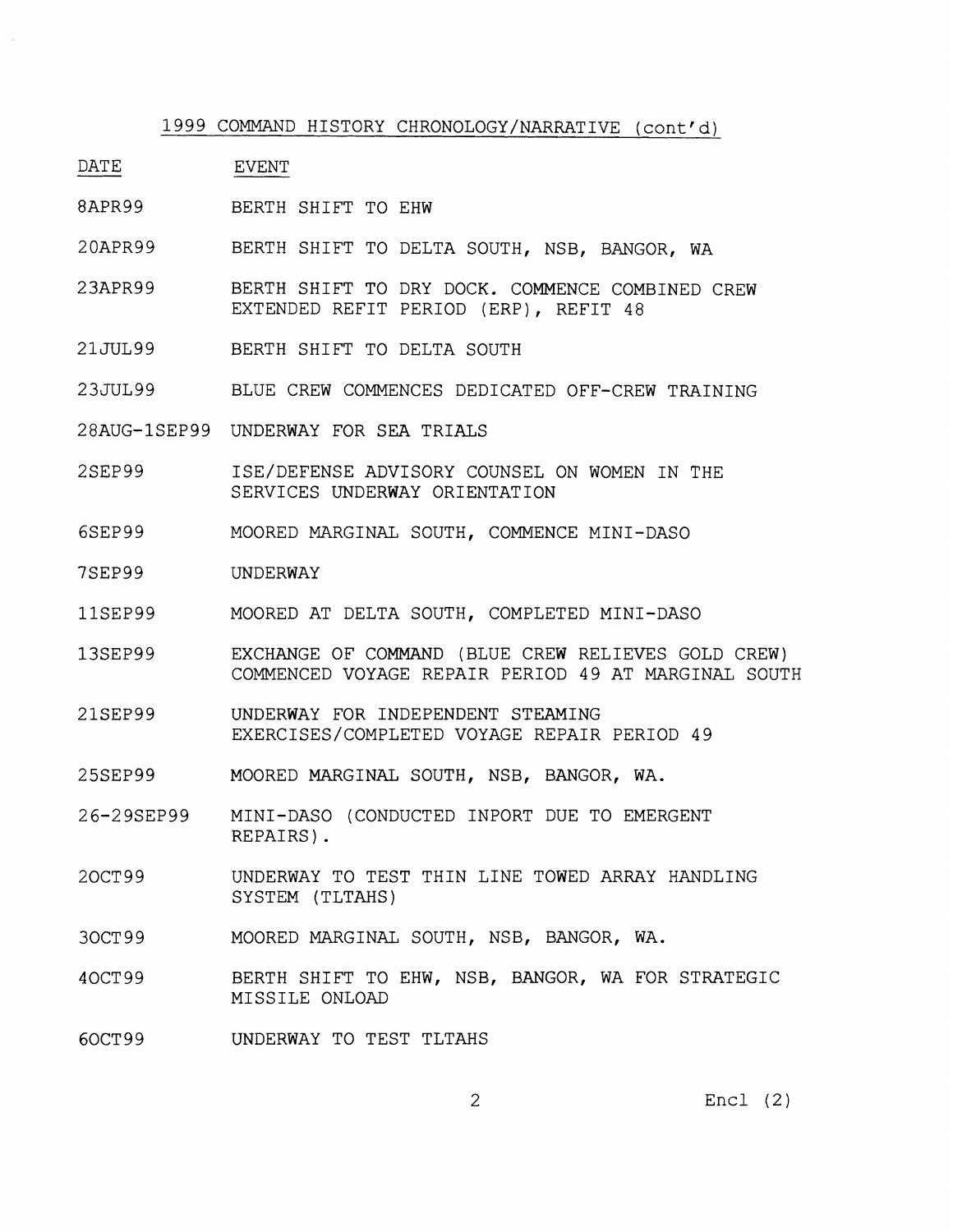1999 COMMAND HISTORY CHRONOLOGY/NARRATIVE (cont'd)

| DATE | EVENT |
|---|---|
| 8APR99 | BERTH SHIFT TO EHW |
| 20APR99 | BERTH SHIFT TO DELTA SOUTH, NSB, BANGOR, WA |
| 23APR99 | BERTH SHIFT TO DRY DOCK. COMMENCE COMBINED CREW EXTENDED REFIT PERIOD (ERP), REFIT 48 |
| 21JUL99 | BERTH SHIFT TO DELTA SOUTH |
| 23JUL99 | BLUE CREW COMMENCES DEDICATED OFF-CREW TRAINING |
| 28AUG-1SEP99 | UNDERWAY FOR SEA TRIALS |
| 2SEP99 | ISE/DEFENSE ADVISORY COUNSEL ON WOMEN IN THE SERVICES UNDERWAY ORIENTATION |
| 6SEP99 | MOORED MARGINAL SOUTH, COMMENCE MINI-DASO |
| 7SEP99 | UNDERWAY |
| 11SEP99 | MOORED AT DELTA SOUTH, COMPLETED MINI-DASO |
| 13SEP99 | EXCHANGE OF COMMAND (BLUE CREW RELIEVES GOLD CREW) COMMENCED VOYAGE REPAIR PERIOD 49 AT MARGINAL SOUTH |
| 21SEP99 | UNDERWAY FOR INDEPENDENT STEAMING EXERCISES/COMPLETED VOYAGE REPAIR PERIOD 49 |
| 25SEP99 | MOORED MARGINAL SOUTH, NSB, BANGOR, WA. |
| 26-29SEP99 | MINI-DASO (CONDUCTED INPORT DUE TO EMERGENT REPAIRS). |
| 2OCT99 | UNDERWAY TO TEST THIN LINE TOWED ARRAY HANDLING SYSTEM (TLTAHS) |
| 3OCT99 | MOORED MARGINAL SOUTH, NSB, BANGOR, WA. |
| 4OCT99 | BERTH SHIFT TO EHW, NSB, BANGOR, WA FOR STRATEGIC MISSILE ONLOAD |
| 6OCT99 | UNDERWAY TO TEST TLTAHS |

Encl (2)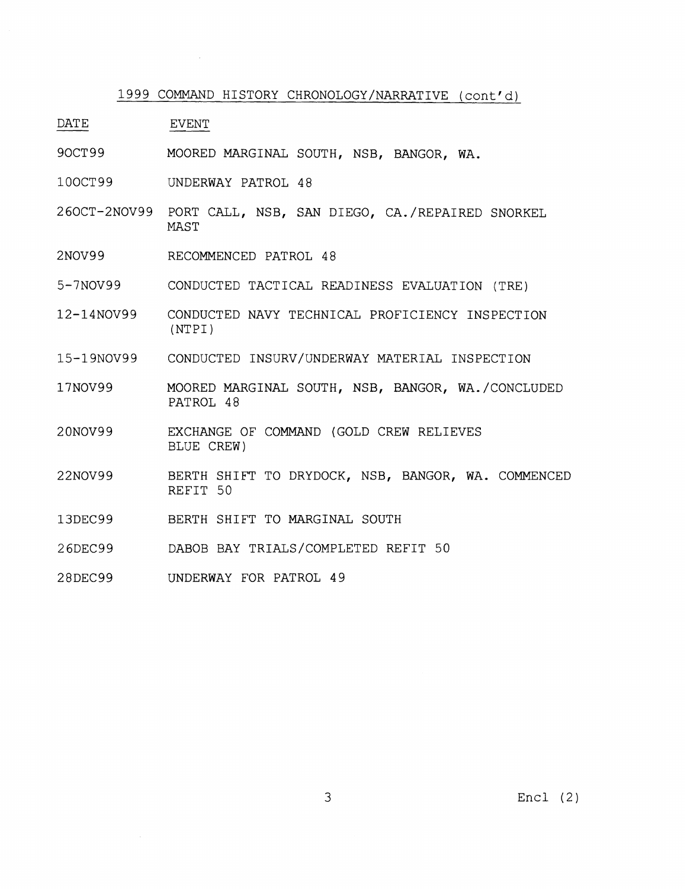1999 COMMAND HISTORY CHRONOLOGY/NARRATIVE (cont'd)

| DATE | EVENT |
|---|---|
| 9OCT99 | MOORED MARGINAL SOUTH, NSB, BANGOR, WA. |
| 10OCT99 | UNDERWAY PATROL 48 |
| 26OCT-2NOV99 | PORT CALL, NSB, SAN DIEGO, CA./REPAIRED SNORKEL MAST |
| 2NOV99 | RECOMMENCED PATROL 48 |
| 5-7NOV99 | CONDUCTED TACTICAL READINESS EVALUATION (TRE) |
| 12-14NOV99 | CONDUCTED NAVY TECHNICAL PROFICIENCY INSPECTION (NTPI) |
| 15-19NOV99 | CONDUCTED INSURV/UNDERWAY MATERIAL INSPECTION |
| 17NOV99 | MOORED MARGINAL SOUTH, NSB, BANGOR, WA./CONCLUDED PATROL 48 |
| 20NOV99 | EXCHANGE OF COMMAND (GOLD CREW RELIEVES BLUE CREW) |
| 22NOV99 | BERTH SHIFT TO DRYDOCK, NSB, BANGOR, WA. COMMENCED REFIT 50 |
| 13DEC99 | BERTH SHIFT TO MARGINAL SOUTH |
| 26DEC99 | DABOB BAY TRIALS/COMPLETED REFIT 50 |
| 28DEC99 | UNDERWAY FOR PATROL 49 |

Encl (2)